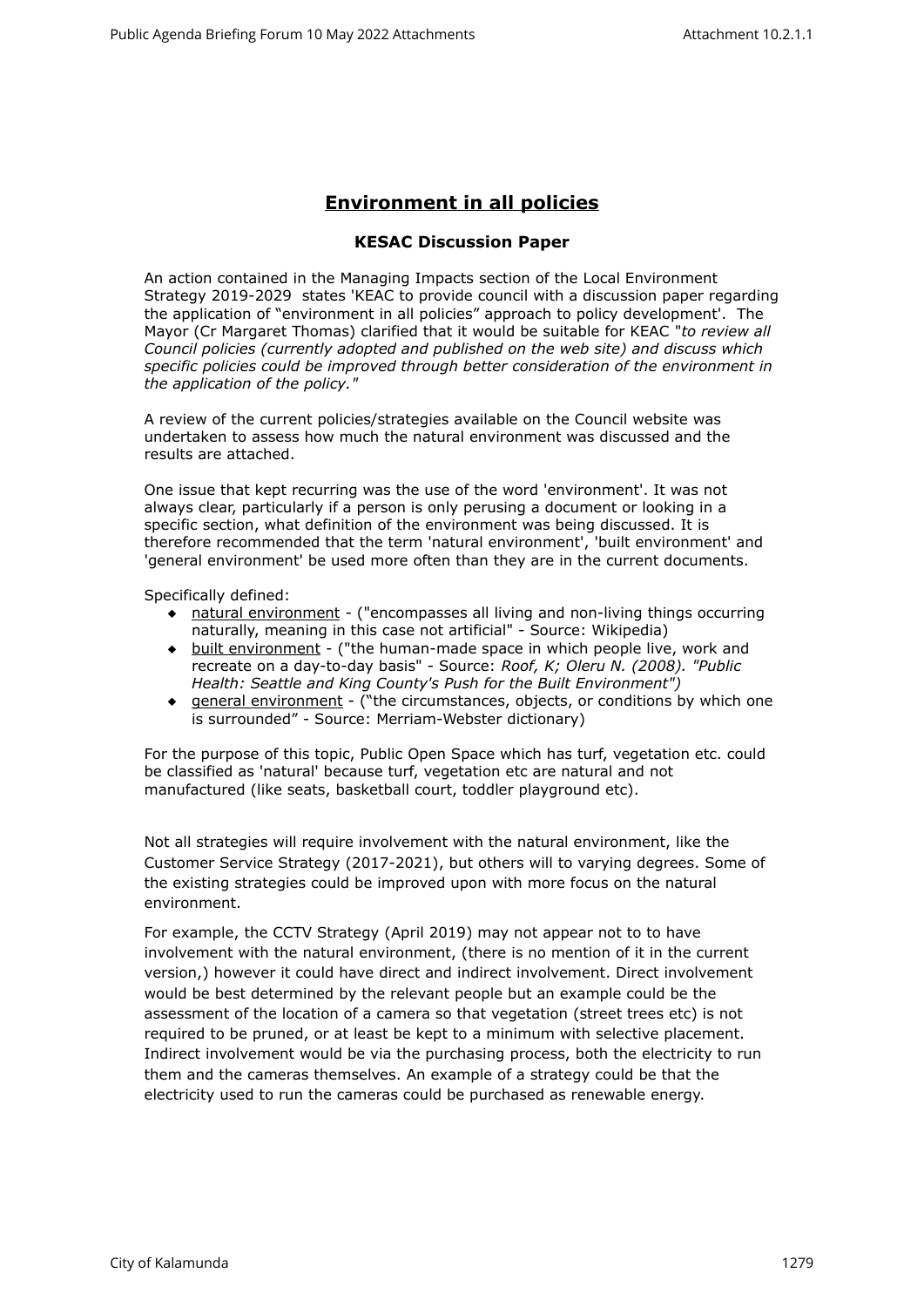# Environment in all policies

## KESAC Discussion Paper

An action contained in the Managing Impacts section of the Local Environment Strategy 2019-2029 states 'KEAC to provide council with a discussion paper regarding the application of "environment in all policies" approach to policy development'. The Mayor (Cr Margaret Thomas) clarified that it would be suitable for KEAC "*to review all Council policies (currently adopted and published on the web site) and discuss which specific policies could be improved through better consideration of the environment in the application of the policy.*"

A review of the current policies/strategies available on the Council website was undertaken to assess how much the natural environment was discussed and the results are attached.

One issue that kept recurring was the use of the word 'environment'. It was not always clear, particularly if a person is only perusing a document or looking in a specific section, what definition of the environment was being discussed. It is therefore recommended that the term 'natural environment', 'built environment' and 'general environment' be used more often than they are in the current documents.

Specifically defined:

- natural environment - ("encompasses all living and non-living things occurring naturally, meaning in this case not artificial" - Source: Wikipedia)
- built environment - ("the human-made space in which people live, work and recreate on a day-to-day basis" - Source: *Roof, K; Oleru N. (2008). "Public Health: Seattle and King County's Push for the Built Environment")*
- general environment - ("the circumstances, objects, or conditions by which one is surrounded" - Source: Merriam-Webster dictionary)

For the purpose of this topic, Public Open Space which has turf, vegetation etc. could be classified as 'natural' because turf, vegetation etc are natural and not manufactured (like seats, basketball court, toddler playground etc).

Not all strategies will require involvement with the natural environment, like the Customer Service Strategy (2017-2021), but others will to varying degrees. Some of the existing strategies could be improved upon with more focus on the natural environment.

For example, the CCTV Strategy (April 2019) may not appear not to to have involvement with the natural environment, (there is no mention of it in the current version,) however it could have direct and indirect involvement. Direct involvement would be best determined by the relevant people but an example could be the assessment of the location of a camera so that vegetation (street trees etc) is not required to be pruned, or at least be kept to a minimum with selective placement. Indirect involvement would be via the purchasing process, both the electricity to run them and the cameras themselves. An example of a strategy could be that the electricity used to run the cameras could be purchased as renewable energy.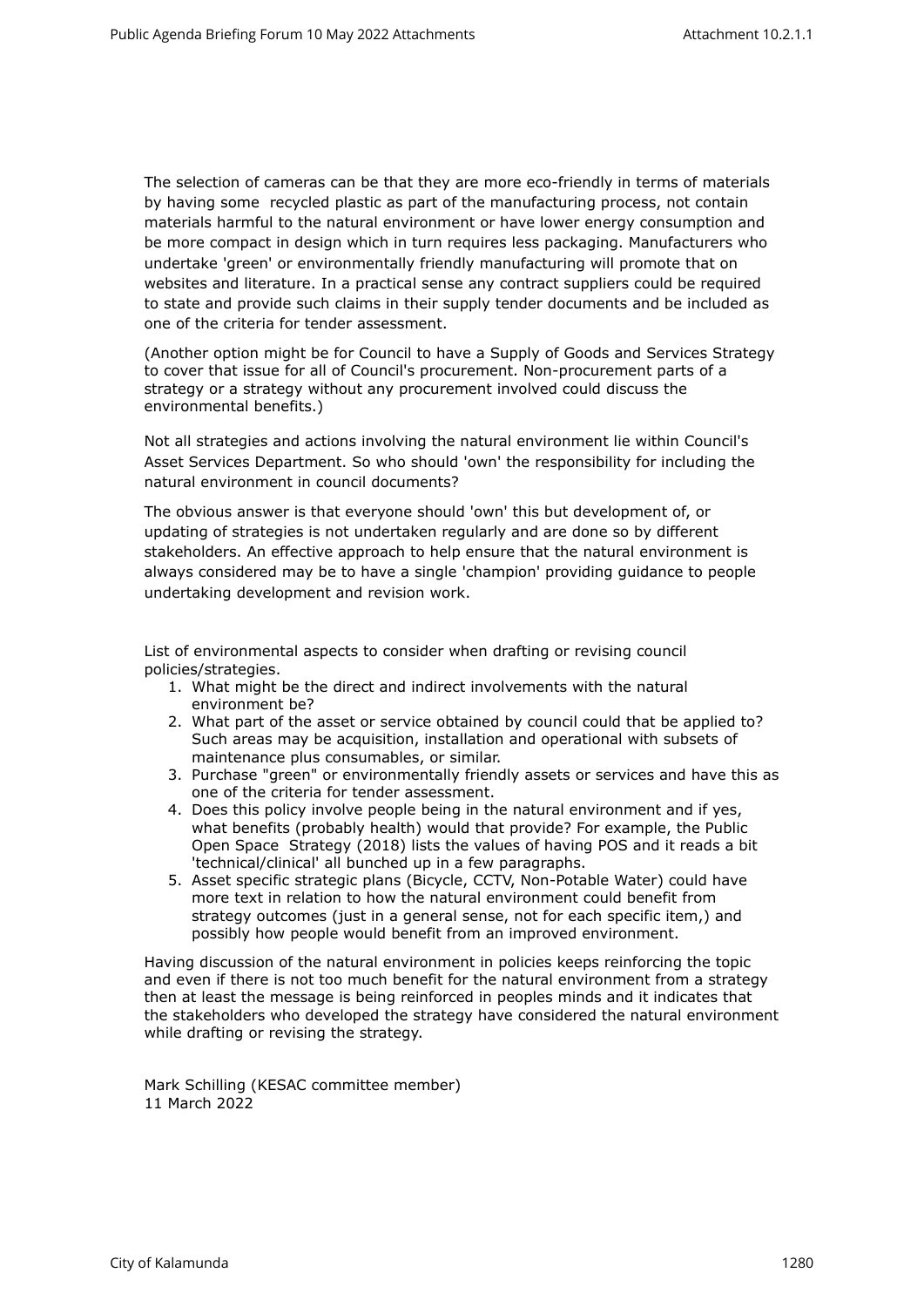The selection of cameras can be that they are more eco-friendly in terms of materials by having some recycled plastic as part of the manufacturing process, not contain materials harmful to the natural environment or have lower energy consumption and be more compact in design which in turn requires less packaging. Manufacturers who undertake 'green' or environmentally friendly manufacturing will promote that on websites and literature. In a practical sense any contract suppliers could be required to state and provide such claims in their supply tender documents and be included as one of the criteria for tender assessment.

(Another option might be for Council to have a Supply of Goods and Services Strategy to cover that issue for all of Council's procurement. Non-procurement parts of a strategy or a strategy without any procurement involved could discuss the environmental benefits.)

Not all strategies and actions involving the natural environment lie within Council's Asset Services Department. So who should 'own' the responsibility for including the natural environment in council documents?

The obvious answer is that everyone should 'own' this but development of, or updating of strategies is not undertaken regularly and are done so by different stakeholders. An effective approach to help ensure that the natural environment is always considered may be to have a single 'champion' providing guidance to people undertaking development and revision work.

List of environmental aspects to consider when drafting or revising council policies/strategies.

1. What might be the direct and indirect involvements with the natural environment be?
2. What part of the asset or service obtained by council could that be applied to? Such areas may be acquisition, installation and operational with subsets of maintenance plus consumables, or similar.
3. Purchase "green" or environmentally friendly assets or services and have this as one of the criteria for tender assessment.
4. Does this policy involve people being in the natural environment and if yes, what benefits (probably health) would that provide? For example, the Public Open Space Strategy (2018) lists the values of having POS and it reads a bit 'technical/clinical' all bunched up in a few paragraphs.
5. Asset specific strategic plans (Bicycle, CCTV, Non-Potable Water) could have more text in relation to how the natural environment could benefit from strategy outcomes (just in a general sense, not for each specific item,) and possibly how people would benefit from an improved environment.

Having discussion of the natural environment in policies keeps reinforcing the topic and even if there is not too much benefit for the natural environment from a strategy then at least the message is being reinforced in peoples minds and it indicates that the stakeholders who developed the strategy have considered the natural environment while drafting or revising the strategy.

Mark Schilling (KESAC committee member)
11 March 2022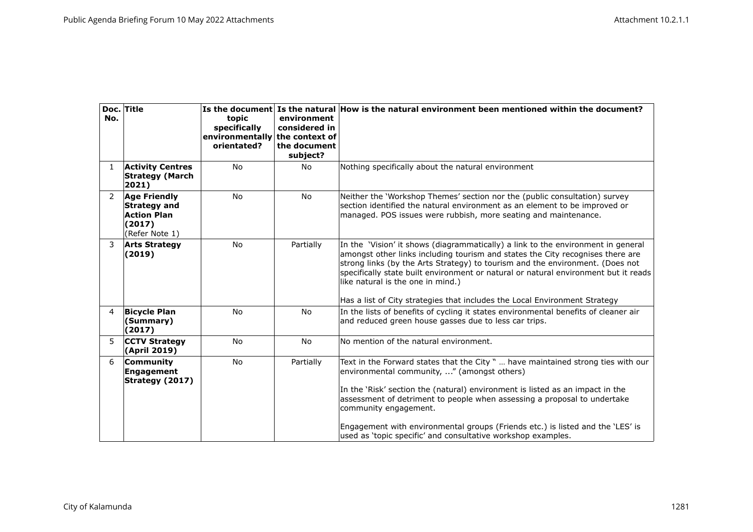| Doc. No. | Title | Is the document topic specifically environmentally orientated? | Is the natural environment considered in the context of the document subject? | How is the natural environment been mentioned within the document? |
|---|---|---|---|---|
| 1 | **Activity Centres Strategy (March 2021)** | No | No | Nothing specifically about the natural environment |
| 2 | **Age Friendly Strategy and Action Plan (2017)** (Refer Note 1) | No | No | Neither the 'Workshop Themes' section nor the (public consultation) survey section identified the natural environment as an element to be improved or managed. POS issues were rubbish, more seating and maintenance. |
| 3 | **Arts Strategy (2019)** | No | Partially | In the 'Vision' it shows (diagrammatically) a link to the environment in general amongst other links including tourism and states the City recognises there are strong links (by the Arts Strategy) to tourism and the environment. (Does not specifically state built environment or natural or natural environment but it reads like natural is the one in mind.)<br><br>Has a list of City strategies that includes the Local Environment Strategy |
| 4 | **Bicycle Plan (Summary) (2017)** | No | No | In the lists of benefits of cycling it states environmental benefits of cleaner air and reduced green house gasses due to less car trips. |
| 5 | **CCTV Strategy (April 2019)** | No | No | No mention of the natural environment. |
| 6 | **Community Engagement Strategy (2017)** | No | Partially | Text in the Forward states that the City " … have maintained strong ties with our environmental community, ..." (amongst others)<br><br>In the 'Risk' section the (natural) environment is listed as an impact in the assessment of detriment to people when assessing a proposal to undertake community engagement.<br><br>Engagement with environmental groups (Friends etc.) is listed and the 'LES' is used as 'topic specific' and consultative workshop examples. |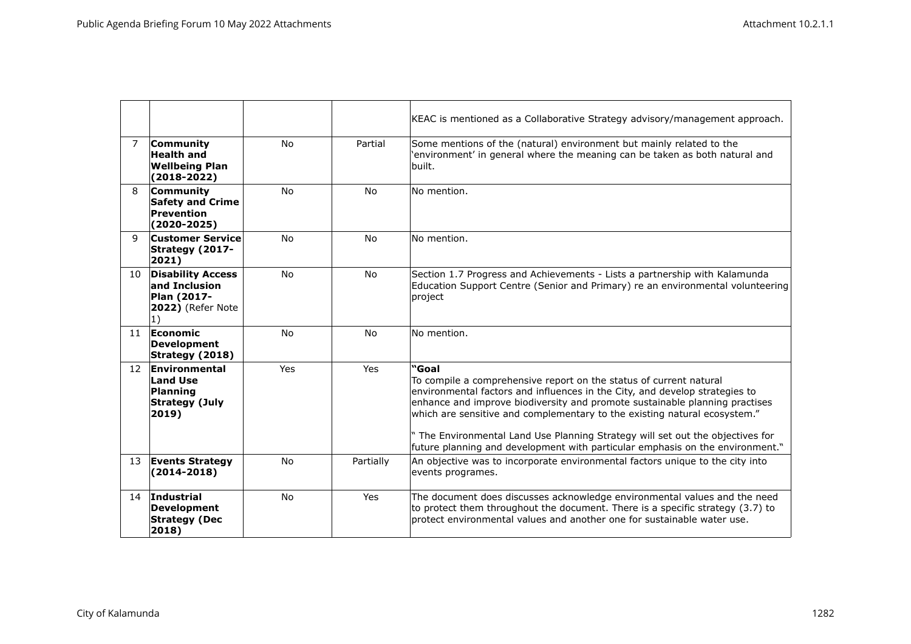|  |  |  |  |  |
|---|---|---|---|---|
|  |  |  |  | KEAC is mentioned as a Collaborative Strategy advisory/management approach. |
| 7 | **Community Health and Wellbeing Plan (2018-2022)** | No | Partial | Some mentions of the (natural) environment but mainly related to the 'environment' in general where the meaning can be taken as both natural and built. |
| 8 | **Community Safety and Crime Prevention (2020-2025)** | No | No | No mention. |
| 9 | **Customer Service Strategy (2017-2021)** | No | No | No mention. |
| 10 | **Disability Access and Inclusion Plan (2017-2022)** (Refer Note 1) | No | No | Section 1.7 Progress and Achievements - Lists a partnership with Kalamunda Education Support Centre (Senior and Primary) re an environmental volunteering project |
| 11 | **Economic Development Strategy (2018)** | No | No | No mention. |
| 12 | **Environmental Land Use Planning Strategy (July 2019)** | Yes | Yes | **"Goal** To compile a comprehensive report on the status of current natural environmental factors and influences in the City, and develop strategies to enhance and improve biodiversity and promote sustainable planning practises which are sensitive and complementary to the existing natural ecosystem." " The Environmental Land Use Planning Strategy will set out the objectives for future planning and development with particular emphasis on the environment." |
| 13 | **Events Strategy (2014-2018)** | No | Partially | An objective was to incorporate environmental factors unique to the city into events programes. |
| 14 | **Industrial Development Strategy (Dec 2018)** | No | Yes | The document does discusses acknowledge environmental values and the need to protect them throughout the document. There is a specific strategy (3.7) to protect environmental values and another one for sustainable water use. |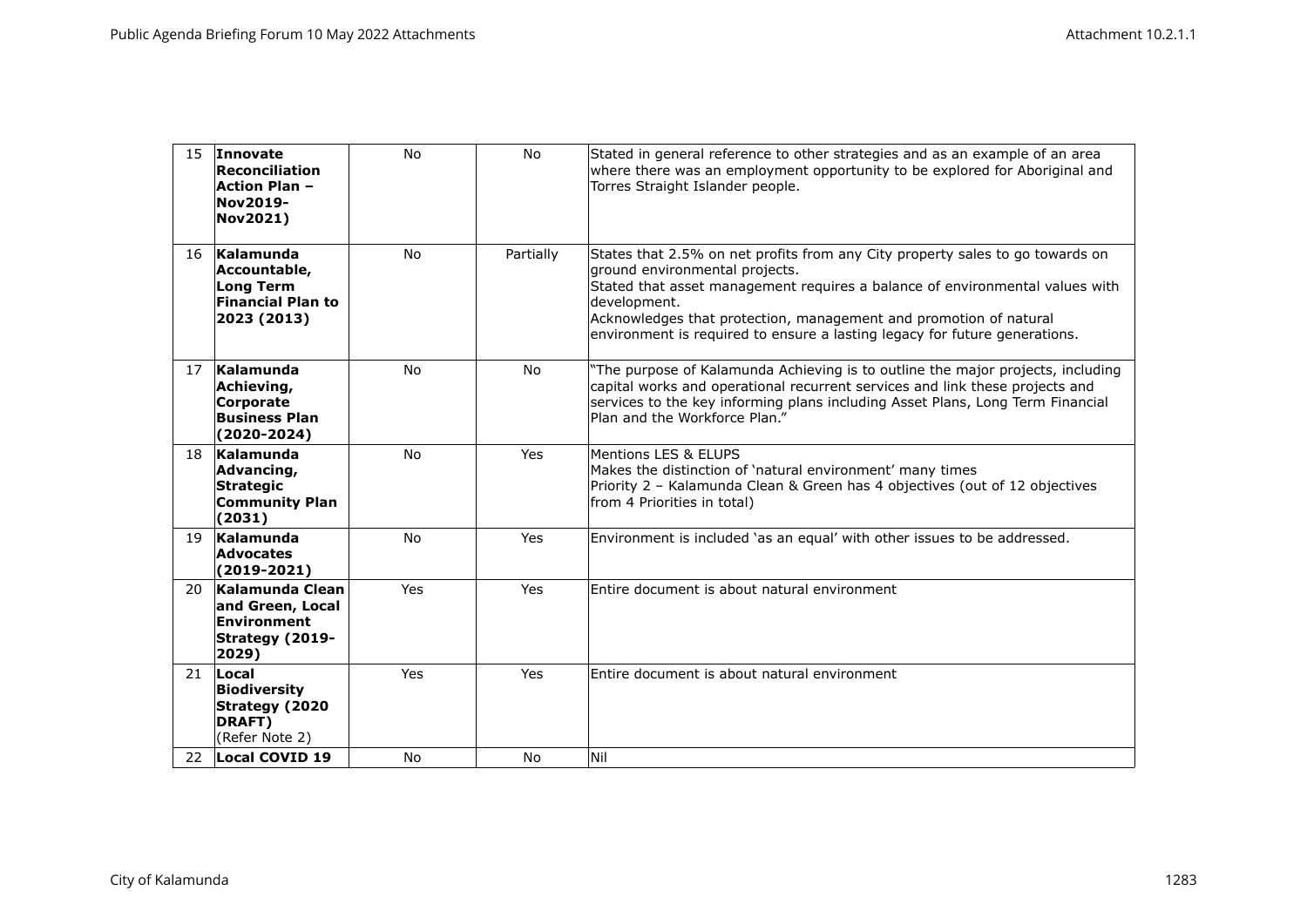| 15 | **Innovate Reconciliation Action Plan – Nov2019-Nov2021)** | No | No | Stated in general reference to other strategies and as an example of an area where there was an employment opportunity to be explored for Aboriginal and Torres Straight Islander people. |
|---|---|---|---|---|
| 16 | **Kalamunda Accountable, Long Term Financial Plan to 2023 (2013)** | No | Partially | States that 2.5% on net profits from any City property sales to go towards on ground environmental projects.<br>Stated that asset management requires a balance of environmental values with development.<br>Acknowledges that protection, management and promotion of natural environment is required to ensure a lasting legacy for future generations. |
| 17 | **Kalamunda Achieving, Corporate Business Plan (2020-2024)** | No | No | "The purpose of Kalamunda Achieving is to outline the major projects, including capital works and operational recurrent services and link these projects and services to the key informing plans including Asset Plans, Long Term Financial Plan and the Workforce Plan." |
| 18 | **Kalamunda Advancing, Strategic Community Plan (2031)** | No | Yes | Mentions LES & ELUPS<br>Makes the distinction of 'natural environment' many times<br>Priority 2 – Kalamunda Clean & Green has 4 objectives (out of 12 objectives from 4 Priorities in total) |
| 19 | **Kalamunda Advocates (2019-2021)** | No | Yes | Environment is included 'as an equal' with other issues to be addressed. |
| 20 | **Kalamunda Clean and Green, Local Environment Strategy (2019-2029)** | Yes | Yes | Entire document is about natural environment |
| 21 | **Local Biodiversity Strategy (2020 DRAFT)** (Refer Note 2) | Yes | Yes | Entire document is about natural environment |
| 22 | **Local COVID 19** | No | No | Nil |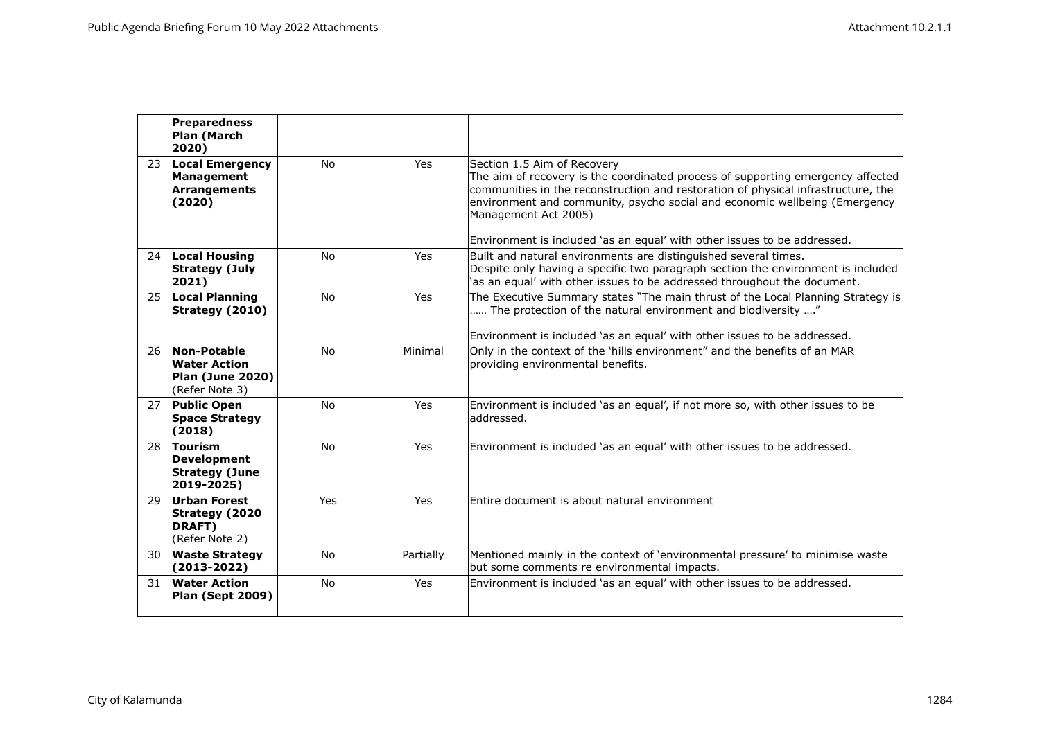|  | **Preparedness Plan (March 2020)** |  |  |  |
|---|---|---|---|---|
| 23 | **Local Emergency Management Arrangements (2020)** | No | Yes | Section 1.5 Aim of Recovery<br>The aim of recovery is the coordinated process of supporting emergency affected communities in the reconstruction and restoration of physical infrastructure, the environment and community, psycho social and economic wellbeing (Emergency Management Act 2005)<br><br>Environment is included 'as an equal' with other issues to be addressed. |
| 24 | **Local Housing Strategy (July 2021)** | No | Yes | Built and natural environments are distinguished several times.<br>Despite only having a specific two paragraph section the environment is included 'as an equal' with other issues to be addressed throughout the document. |
| 25 | **Local Planning Strategy (2010)** | No | Yes | The Executive Summary states "The main thrust of the Local Planning Strategy is …… The protection of the natural environment and biodiversity …."<br><br>Environment is included 'as an equal' with other issues to be addressed. |
| 26 | **Non-Potable Water Action Plan (June 2020)** (Refer Note 3) | No | Minimal | Only in the context of the 'hills environment" and the benefits of an MAR providing environmental benefits. |
| 27 | **Public Open Space Strategy (2018)** | No | Yes | Environment is included 'as an equal', if not more so, with other issues to be addressed. |
| 28 | **Tourism Development Strategy (June 2019-2025)** | No | Yes | Environment is included 'as an equal' with other issues to be addressed. |
| 29 | **Urban Forest Strategy (2020 DRAFT)** (Refer Note 2) | Yes | Yes | Entire document is about natural environment |
| 30 | **Waste Strategy (2013-2022)** | No | Partially | Mentioned mainly in the context of 'environmental pressure' to minimise waste but some comments re environmental impacts. |
| 31 | **Water Action Plan (Sept 2009)** | No | Yes | Environment is included 'as an equal' with other issues to be addressed. |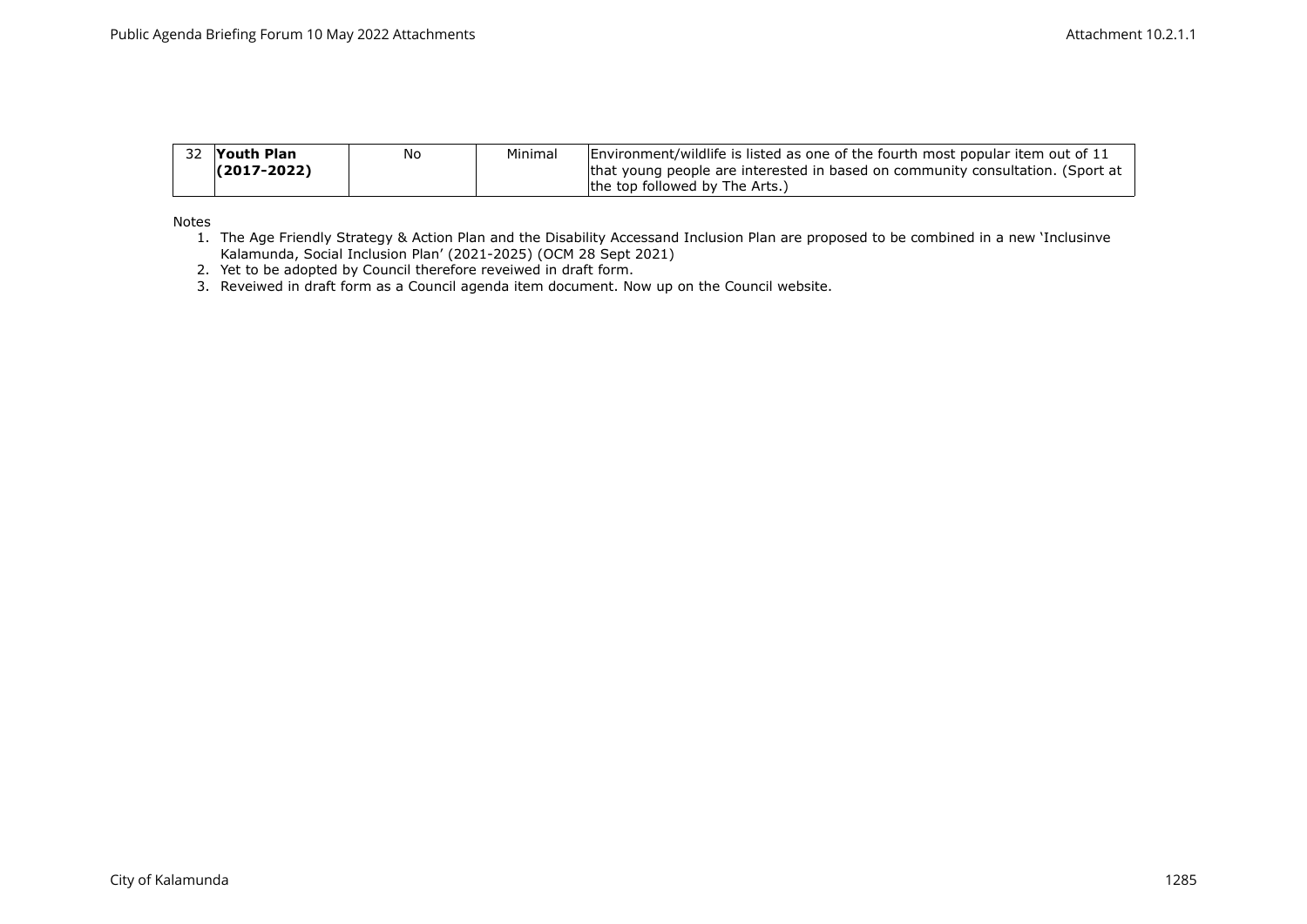| | | | | |
|---|---|---|---|---|
| 32 | **Youth Plan (2017-2022)** | No | Minimal | Environment/wildlife is listed as one of the fourth most popular item out of 11 that young people are interested in based on community consultation. (Sport at the top followed by The Arts.) |

Notes

1. The Age Friendly Strategy & Action Plan and the Disability Accessand Inclusion Plan are proposed to be combined in a new 'Inclusinve Kalamunda, Social Inclusion Plan' (2021-2025) (OCM 28 Sept 2021)
2. Yet to be adopted by Council therefore reveiwed in draft form.
3. Reveiwed in draft form as a Council agenda item document. Now up on the Council website.